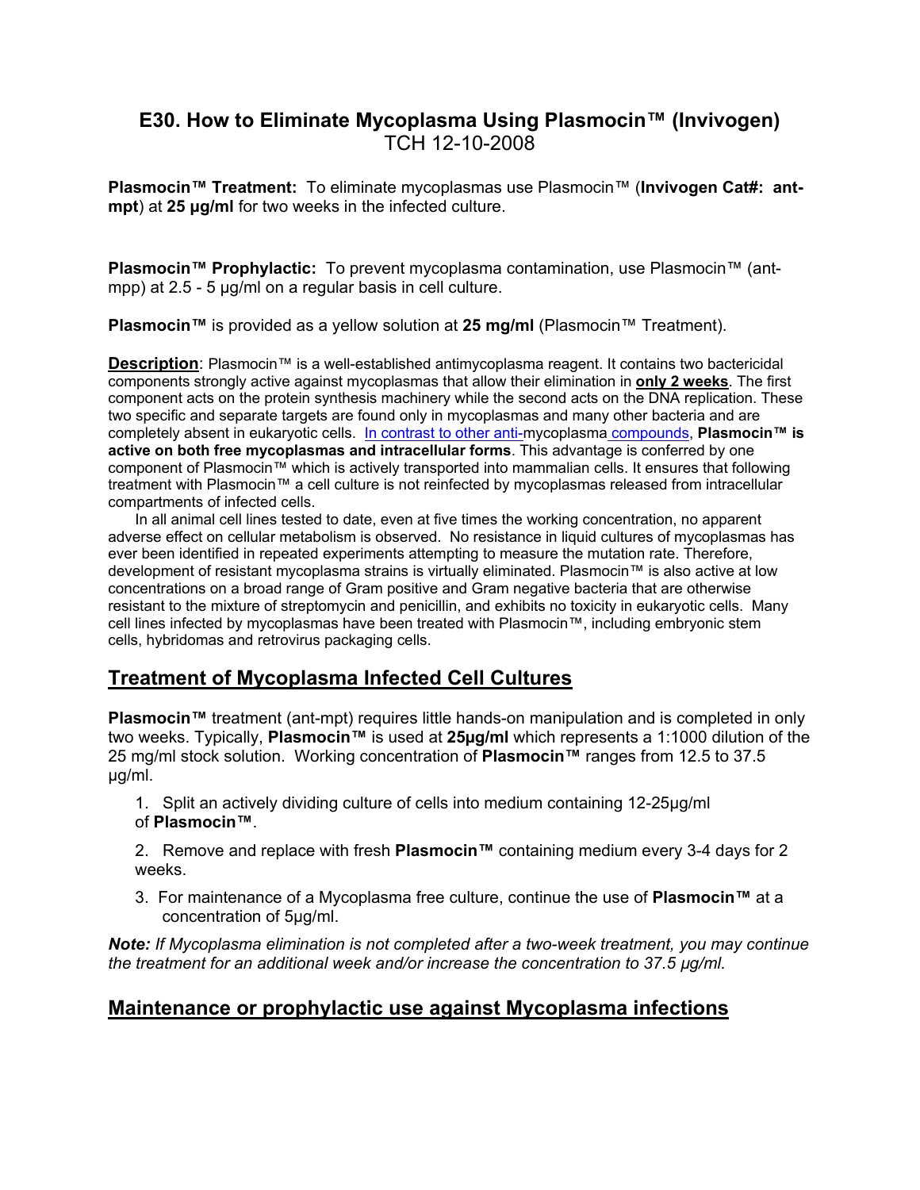# E30. How to Eliminate Mycoplasma Using Plasmocin™ (Invivogen)
TCH 12-10-2008

**Plasmocin™ Treatment:** To eliminate mycoplasmas use Plasmocin™ (**Invivogen Cat#: ant-mpt**) at **25 µg/ml** for two weeks in the infected culture.

**Plasmocin™ Prophylactic:** To prevent mycoplasma contamination, use Plasmocin™ (ant-mpp) at 2.5 - 5 µg/ml on a regular basis in cell culture.

**Plasmocin™** is provided as a yellow solution at **25 mg/ml** (Plasmocin™ Treatment).

**Description**: Plasmocin™ is a well-established antimycoplasma reagent. It contains two bactericidal components strongly active against mycoplasmas that allow their elimination in **only 2 weeks**. The first component acts on the protein synthesis machinery while the second acts on the DNA replication. These two specific and separate targets are found only in mycoplasmas and many other bacteria and are completely absent in eukaryotic cells. In contrast to other anti-mycoplasma compounds, **Plasmocin™ is active on both free mycoplasmas and intracellular forms**. This advantage is conferred by one component of Plasmocin™ which is actively transported into mammalian cells. It ensures that following treatment with Plasmocin™ a cell culture is not reinfected by mycoplasmas released from intracellular compartments of infected cells.

In all animal cell lines tested to date, even at five times the working concentration, no apparent adverse effect on cellular metabolism is observed. No resistance in liquid cultures of mycoplasmas has ever been identified in repeated experiments attempting to measure the mutation rate. Therefore, development of resistant mycoplasma strains is virtually eliminated. Plasmocin™ is also active at low concentrations on a broad range of Gram positive and Gram negative bacteria that are otherwise resistant to the mixture of streptomycin and penicillin, and exhibits no toxicity in eukaryotic cells. Many cell lines infected by mycoplasmas have been treated with Plasmocin™, including embryonic stem cells, hybridomas and retrovirus packaging cells.

## Treatment of Mycoplasma Infected Cell Cultures

**Plasmocin™** treatment (ant-mpt) requires little hands-on manipulation and is completed in only two weeks. Typically, **Plasmocin™** is used at **25µg/ml** which represents a 1:1000 dilution of the 25 mg/ml stock solution. Working concentration of **Plasmocin™** ranges from 12.5 to 37.5 µg/ml.

1. Split an actively dividing culture of cells into medium containing 12-25µg/ml of **Plasmocin™**.
2. Remove and replace with fresh **Plasmocin™** containing medium every 3-4 days for 2 weeks.
3. For maintenance of a Mycoplasma free culture, continue the use of **Plasmocin™** at a concentration of 5µg/ml.

***Note:*** *If Mycoplasma elimination is not completed after a two-week treatment, you may continue the treatment for an additional week and/or increase the concentration to 37.5 µg/ml.*

## Maintenance or prophylactic use against Mycoplasma infections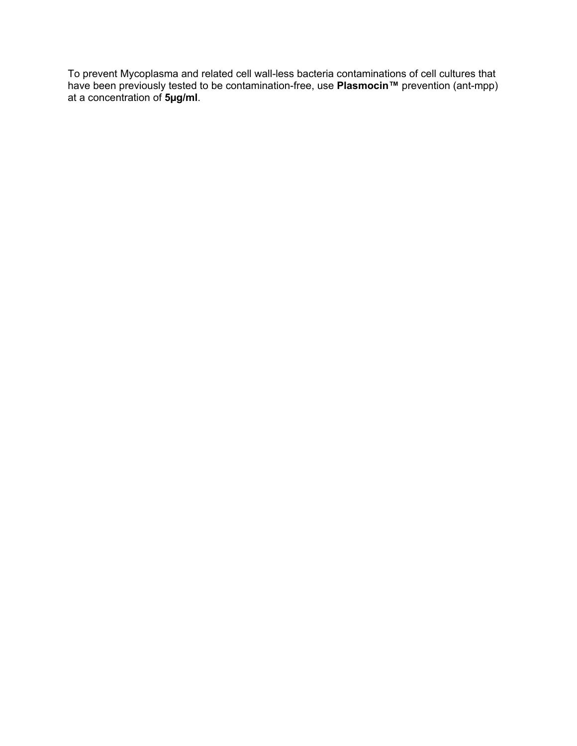To prevent Mycoplasma and related cell wall-less bacteria contaminations of cell cultures that have been previously tested to be contamination-free, use **Plasmocin™** prevention (ant-mpp) at a concentration of **5μg/ml**.